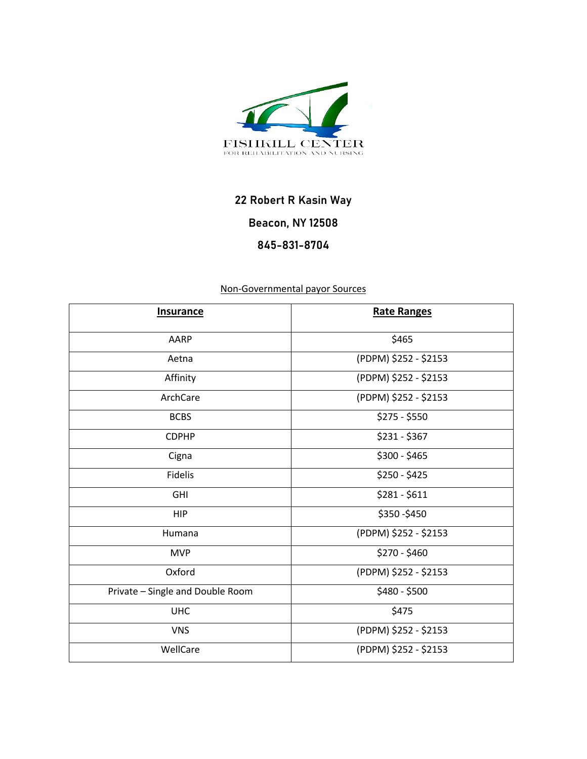FISHKILL CENTER
FOR REHABILITATION AND NURSING

**22 Robert R Kasin Way**

**Beacon, NY 12508**

**845-831-8704**

Non-Governmental payor Sources

| **Insurance** | **Rate Ranges** |
|---|---|
| AARP | $465 |
| Aetna | (PDPM) $252 - $2153 |
| Affinity | (PDPM) $252 - $2153 |
| ArchCare | (PDPM) $252 - $2153 |
| BCBS | $275 - $550 |
| CDPHP | $231 - $367 |
| Cigna | $300 - $465 |
| Fidelis | $250 - $425 |
| GHI | $281 - $611 |
| HIP | $350 -$450 |
| Humana | (PDPM) $252 - $2153 |
| MVP | $270 - $460 |
| Oxford | (PDPM) $252 - $2153 |
| Private – Single and Double Room | $480 - $500 |
| UHC | $475 |
| VNS | (PDPM) $252 - $2153 |
| WellCare | (PDPM) $252 - $2153 |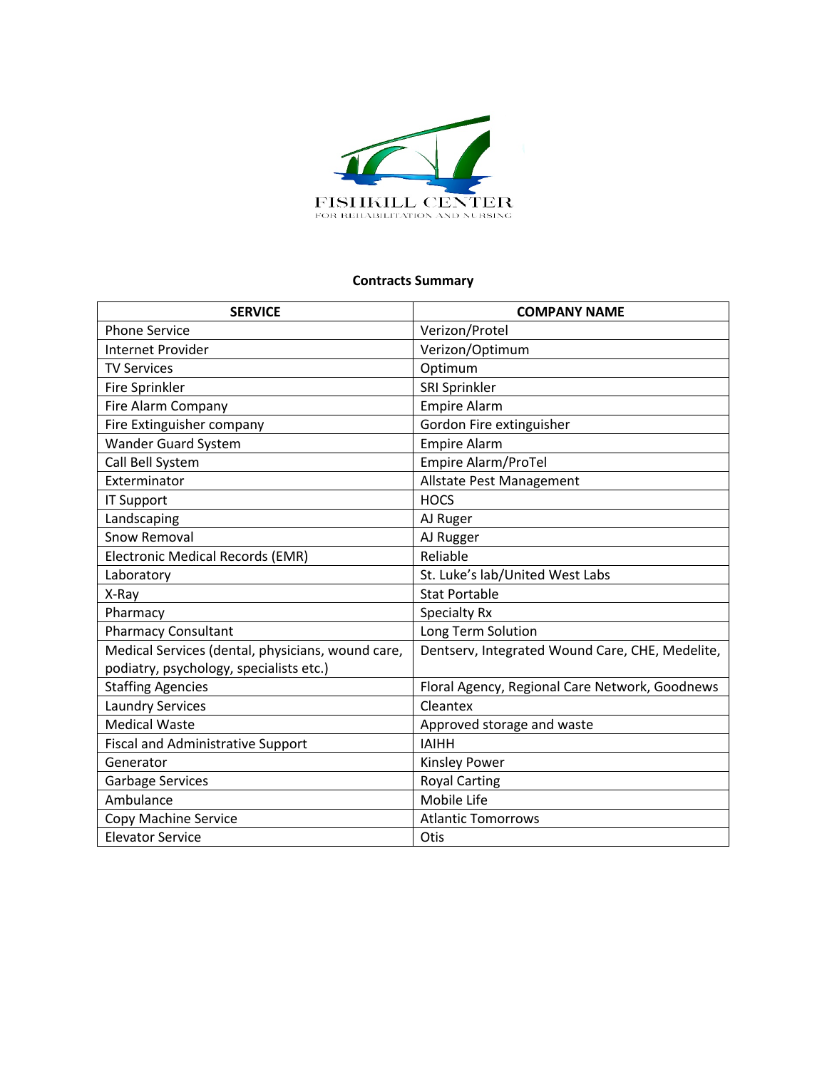FISHKILL CENTER
FOR REHABILITATION AND NURSING

**Contracts Summary**

| SERVICE | COMPANY NAME |
|---|---|
| Phone Service | Verizon/Protel |
| Internet Provider | Verizon/Optimum |
| TV Services | Optimum |
| Fire Sprinkler | SRI Sprinkler |
| Fire Alarm Company | Empire Alarm |
| Fire Extinguisher company | Gordon Fire extinguisher |
| Wander Guard System | Empire Alarm |
| Call Bell System | Empire Alarm/ProTel |
| Exterminator | Allstate Pest Management |
| IT Support | HOCS |
| Landscaping | AJ Ruger |
| Snow Removal | AJ Rugger |
| Electronic Medical Records (EMR) | Reliable |
| Laboratory | St. Luke's lab/United West Labs |
| X-Ray | Stat Portable |
| Pharmacy | Specialty Rx |
| Pharmacy Consultant | Long Term Solution |
| Medical Services (dental, physicians, wound care, podiatry, psychology, specialists etc.) | Dentserv, Integrated Wound Care, CHE, Medelite, |
| Staffing Agencies | Floral Agency, Regional Care Network, Goodnews |
| Laundry Services | Cleantex |
| Medical Waste | Approved storage and waste |
| Fiscal and Administrative Support | IAIHH |
| Generator | Kinsley Power |
| Garbage Services | Royal Carting |
| Ambulance | Mobile Life |
| Copy Machine Service | Atlantic Tomorrows |
| Elevator Service | Otis |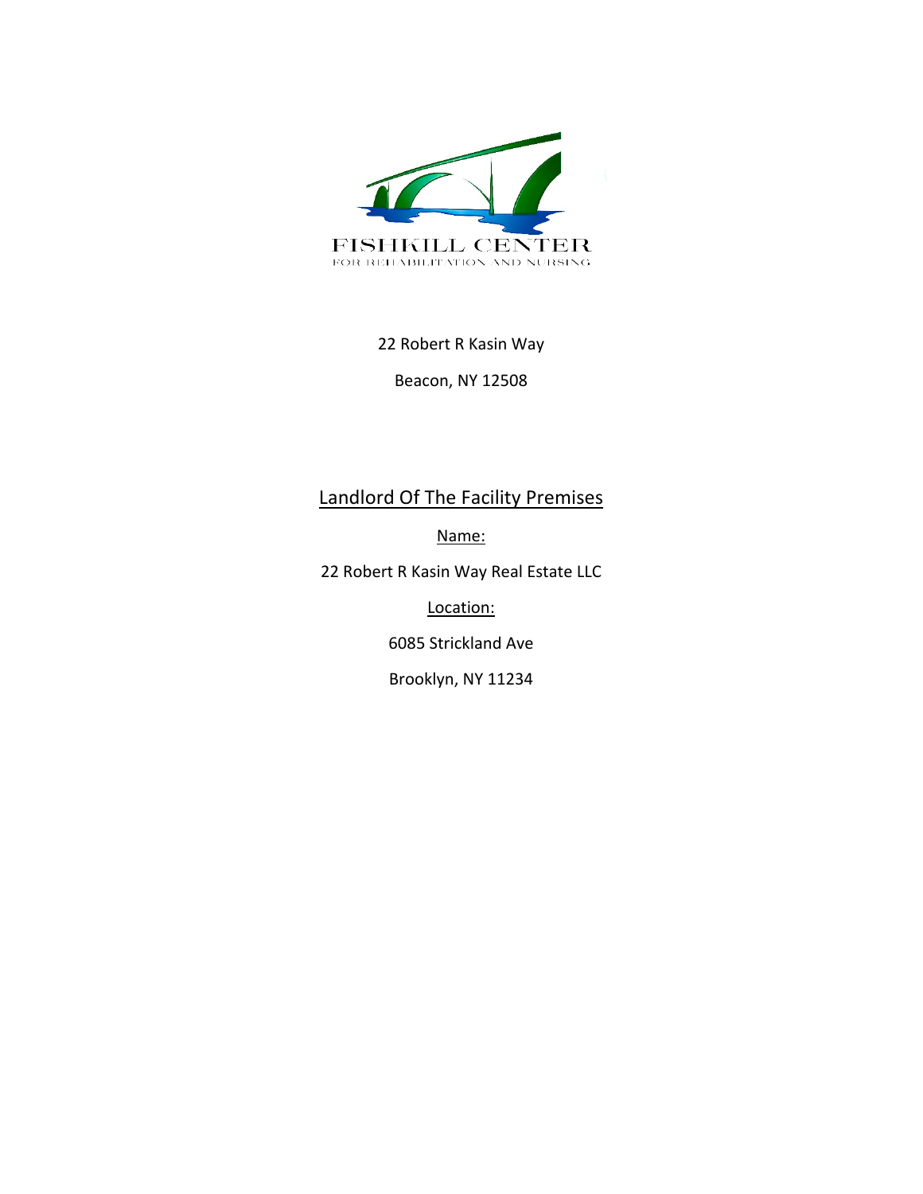FISHKILL CENTER

FOR REHABILITATION AND NURSING

22 Robert R Kasin Way

Beacon, NY 12508

## Landlord Of The Facility Premises

Name:

22 Robert R Kasin Way Real Estate LLC

Location:

6085 Strickland Ave

Brooklyn, NY 11234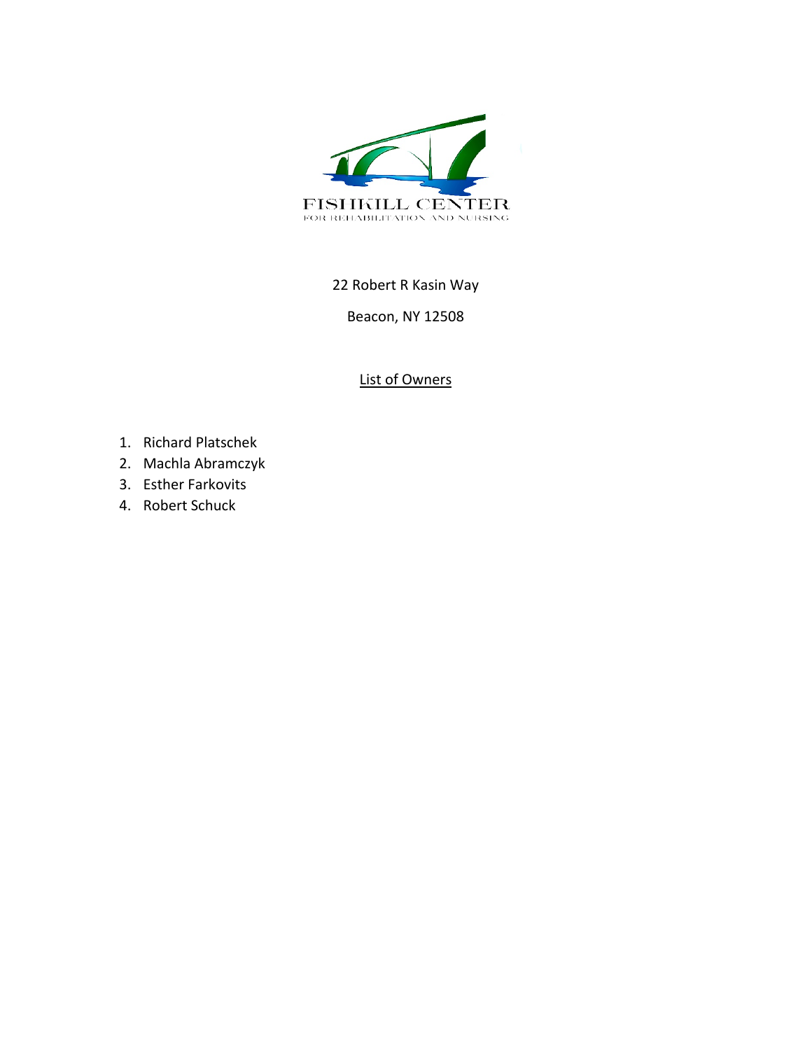FISHKILL CENTER

FOR REHABILITATION AND NURSING

22 Robert R Kasin Way

Beacon, NY 12508

List of Owners

1. Richard Platschek
2. Machla Abramczyk
3. Esther Farkovits
4. Robert Schuck